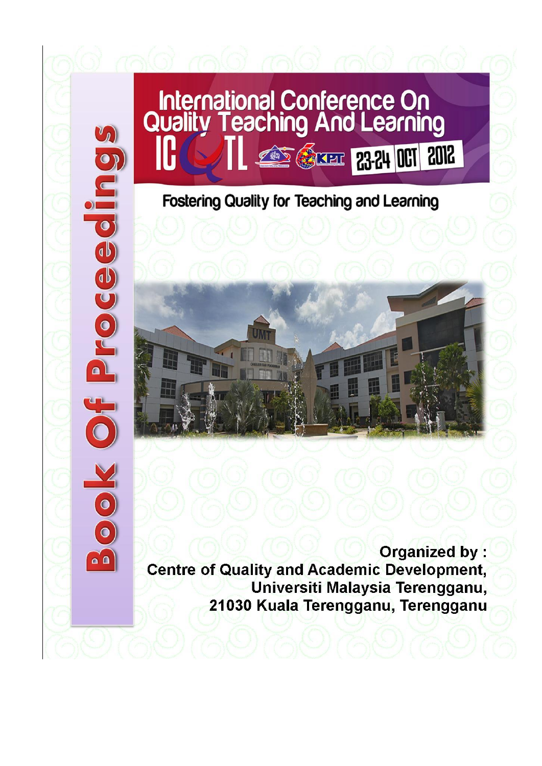# Book Of Proceedings

## International Conference On Quality Teaching And Learning

ICQTL

23-24 OCT 2012

### Fostering Quality for Teaching and Learning

Organized by :
Centre of Quality and Academic Development,
Universiti Malaysia Terengganu,
21030 Kuala Terengganu, Terengganu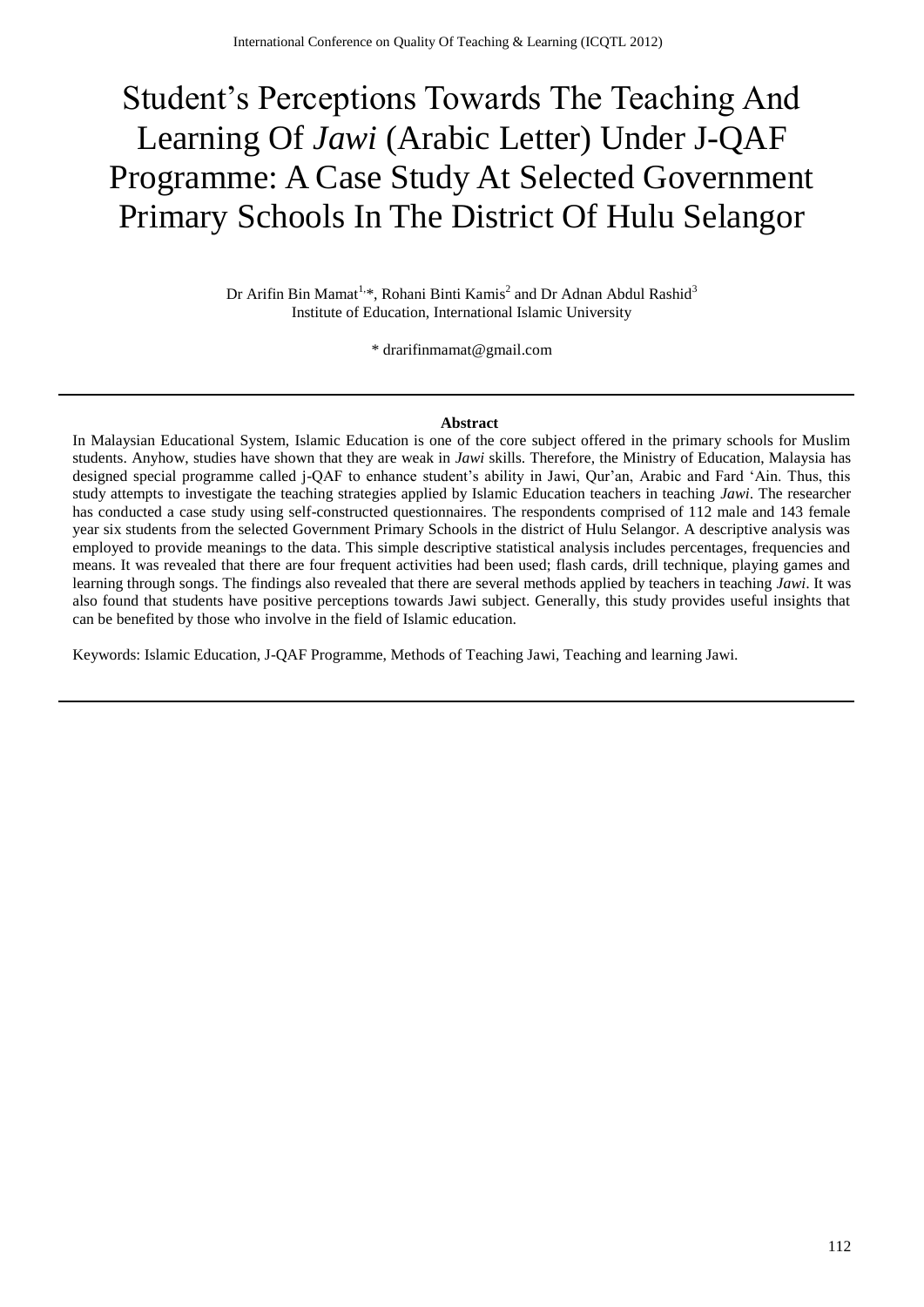# Student's Perceptions Towards The Teaching And Learning Of *Jawi* (Arabic Letter) Under J-QAF Programme: A Case Study At Selected Government Primary Schools In The District Of Hulu Selangor

Dr Arifin Bin Mamat[1,*], Rohani Binti Kamis[2] and Dr Adnan Abdul Rashid[3]
Institute of Education, International Islamic University

* drarifinmamat@gmail.com

**Abstract**

In Malaysian Educational System, Islamic Education is one of the core subject offered in the primary schools for Muslim students. Anyhow, studies have shown that they are weak in *Jawi* skills. Therefore, the Ministry of Education, Malaysia has designed special programme called j-QAF to enhance student's ability in Jawi, Qur'an, Arabic and Fard 'Ain. Thus, this study attempts to investigate the teaching strategies applied by Islamic Education teachers in teaching *Jawi*. The researcher has conducted a case study using self-constructed questionnaires. The respondents comprised of 112 male and 143 female year six students from the selected Government Primary Schools in the district of Hulu Selangor. A descriptive analysis was employed to provide meanings to the data. This simple descriptive statistical analysis includes percentages, frequencies and means. It was revealed that there are four frequent activities had been used; flash cards, drill technique, playing games and learning through songs. The findings also revealed that there are several methods applied by teachers in teaching *Jawi*. It was also found that students have positive perceptions towards Jawi subject. Generally, this study provides useful insights that can be benefited by those who involve in the field of Islamic education.

Keywords: Islamic Education, J-QAF Programme, Methods of Teaching Jawi, Teaching and learning Jawi.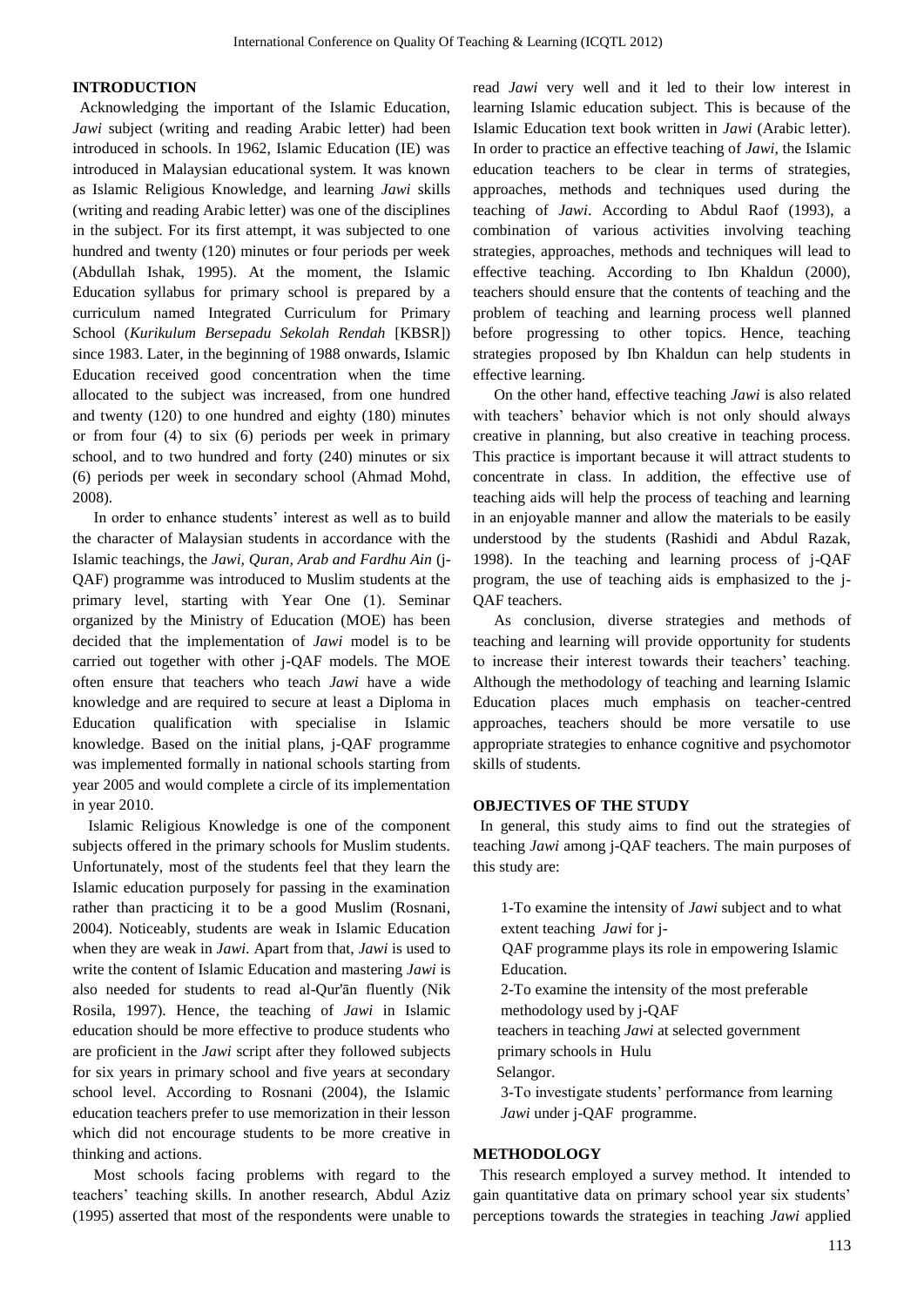## INTRODUCTION

Acknowledging the important of the Islamic Education, *Jawi* subject (writing and reading Arabic letter) had been introduced in schools. In 1962, Islamic Education (IE) was introduced in Malaysian educational system. It was known as Islamic Religious Knowledge, and learning *Jawi* skills (writing and reading Arabic letter) was one of the disciplines in the subject. For its first attempt, it was subjected to one hundred and twenty (120) minutes or four periods per week (Abdullah Ishak, 1995). At the moment, the Islamic Education syllabus for primary school is prepared by a curriculum named Integrated Curriculum for Primary School (*Kurikulum Bersepadu Sekolah Rendah* [KBSR]) since 1983. Later, in the beginning of 1988 onwards, Islamic Education received good concentration when the time allocated to the subject was increased, from one hundred and twenty (120) to one hundred and eighty (180) minutes or from four (4) to six (6) periods per week in primary school, and to two hundred and forty (240) minutes or six (6) periods per week in secondary school (Ahmad Mohd, 2008).

In order to enhance students' interest as well as to build the character of Malaysian students in accordance with the Islamic teachings, the *Jawi, Quran, Arab and Fardhu Ain* (j-QAF) programme was introduced to Muslim students at the primary level, starting with Year One (1). Seminar organized by the Ministry of Education (MOE) has been decided that the implementation of *Jawi* model is to be carried out together with other j-QAF models. The MOE often ensure that teachers who teach *Jawi* have a wide knowledge and are required to secure at least a Diploma in Education qualification with specialise in Islamic knowledge. Based on the initial plans, j-QAF programme was implemented formally in national schools starting from year 2005 and would complete a circle of its implementation in year 2010.

Islamic Religious Knowledge is one of the component subjects offered in the primary schools for Muslim students. Unfortunately, most of the students feel that they learn the Islamic education purposely for passing in the examination rather than practicing it to be a good Muslim (Rosnani, 2004). Noticeably, students are weak in Islamic Education when they are weak in *Jawi*. Apart from that, *Jawi* is used to write the content of Islamic Education and mastering *Jawi* is also needed for students to read al-Qur'ān fluently (Nik Rosila, 1997). Hence, the teaching of *Jawi* in Islamic education should be more effective to produce students who are proficient in the *Jawi* script after they followed subjects for six years in primary school and five years at secondary school level. According to Rosnani (2004), the Islamic education teachers prefer to use memorization in their lesson which did not encourage students to be more creative in thinking and actions.

Most schools facing problems with regard to the teachers' teaching skills. In another research, Abdul Aziz (1995) asserted that most of the respondents were unable to read *Jawi* very well and it led to their low interest in learning Islamic education subject. This is because of the Islamic Education text book written in *Jawi* (Arabic letter). In order to practice an effective teaching of *Jawi*, the Islamic education teachers to be clear in terms of strategies, approaches, methods and techniques used during the teaching of *Jawi*. According to Abdul Raof (1993), a combination of various activities involving teaching strategies, approaches, methods and techniques will lead to effective teaching. According to Ibn Khaldun (2000), teachers should ensure that the contents of teaching and the problem of teaching and learning process well planned before progressing to other topics. Hence, teaching strategies proposed by Ibn Khaldun can help students in effective learning.

On the other hand, effective teaching *Jawi* is also related with teachers' behavior which is not only should always creative in planning, but also creative in teaching process. This practice is important because it will attract students to concentrate in class. In addition, the effective use of teaching aids will help the process of teaching and learning in an enjoyable manner and allow the materials to be easily understood by the students (Rashidi and Abdul Razak, 1998). In the teaching and learning process of j-QAF program, the use of teaching aids is emphasized to the j-QAF teachers.

As conclusion, diverse strategies and methods of teaching and learning will provide opportunity for students to increase their interest towards their teachers' teaching. Although the methodology of teaching and learning Islamic Education places much emphasis on teacher-centred approaches, teachers should be more versatile to use appropriate strategies to enhance cognitive and psychomotor skills of students.

## OBJECTIVES OF THE STUDY

In general, this study aims to find out the strategies of teaching *Jawi* among j-QAF teachers. The main purposes of this study are:

1-To examine the intensity of *Jawi* subject and to what extent teaching *Jawi* for j-QAF programme plays its role in empowering Islamic Education.

2-To examine the intensity of the most preferable methodology used by j-QAF teachers in teaching *Jawi* at selected government primary schools in Hulu Selangor.

3-To investigate students' performance from learning *Jawi* under j-QAF programme.

## METHODOLOGY

This research employed a survey method. It intended to gain quantitative data on primary school year six students' perceptions towards the strategies in teaching *Jawi* applied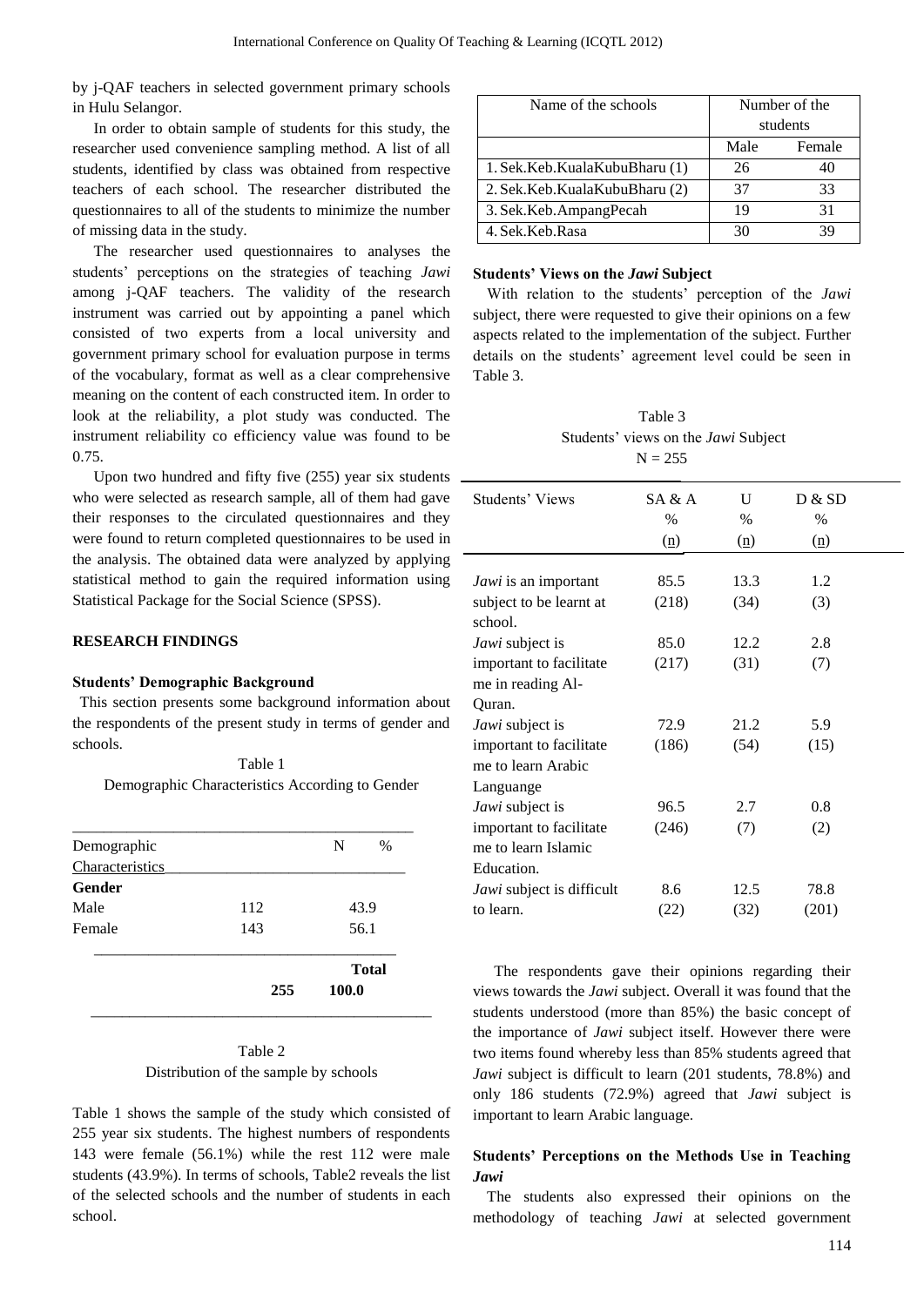by j-QAF teachers in selected government primary schools in Hulu Selangor.

In order to obtain sample of students for this study, the researcher used convenience sampling method. A list of all students, identified by class was obtained from respective teachers of each school. The researcher distributed the questionnaires to all of the students to minimize the number of missing data in the study.

The researcher used questionnaires to analyses the students' perceptions on the strategies of teaching *Jawi* among j-QAF teachers. The validity of the research instrument was carried out by appointing a panel which consisted of two experts from a local university and government primary school for evaluation purpose in terms of the vocabulary, format as well as a clear comprehensive meaning on the content of each constructed item. In order to look at the reliability, a plot study was conducted. The instrument reliability co efficiency value was found to be 0.75.

Upon two hundred and fifty five (255) year six students who were selected as research sample, all of them had gave their responses to the circulated questionnaires and they were found to return completed questionnaires to be used in the analysis. The obtained data were analyzed by applying statistical method to gain the required information using Statistical Package for the Social Science (SPSS).

## RESEARCH FINDINGS

### Students' Demographic Background

This section presents some background information about the respondents of the present study in terms of gender and schools.

Table 1
Demographic Characteristics According to Gender

| Demographic Characteristics | N | % |
|---|---|---|
| **Gender** | | |
| Male | 112 | 43.9 |
| Female | 143 | 56.1 |
| **Total** | **255** | **100.0** |

Table 2
Distribution of the sample by schools

| Name of the schools | Number of the students | |
|---|---|---|
| | Male | Female |
| 1. Sek.Keb.KualaKubuBharu (1) | 26 | 40 |
| 2. Sek.Keb.KualaKubuBharu (2) | 37 | 33 |
| 3. Sek.Keb.AmpangPecah | 19 | 31 |
| 4. Sek.Keb.Rasa | 30 | 39 |

Table 1 shows the sample of the study which consisted of 255 year six students. The highest numbers of respondents 143 were female (56.1%) while the rest 112 were male students (43.9%). In terms of schools, Table2 reveals the list of the selected schools and the number of students in each school.

### Students' Views on the *Jawi* Subject

With relation to the students' perception of the *Jawi* subject, there were requested to give their opinions on a few aspects related to the implementation of the subject. Further details on the students' agreement level could be seen in Table 3.

Table 3
Students' views on the *Jawi* Subject
N = 255

| Students' Views | SA & A % (n) | U % (n) | D & SD % (n) |
|---|---|---|---|
| *Jawi* is an important subject to be learnt at school. | 85.5 (218) | 13.3 (34) | 1.2 (3) |
| *Jawi* subject is important to facilitate me in reading Al-Quran. | 85.0 (217) | 12.2 (31) | 2.8 (7) |
| *Jawi* subject is important to facilitate me to learn Arabic Languange | 72.9 (186) | 21.2 (54) | 5.9 (15) |
| *Jawi* subject is important to facilitate me to learn Islamic Education. | 96.5 (246) | 2.7 (7) | 0.8 (2) |
| *Jawi* subject is difficult to learn. | 8.6 (22) | 12.5 (32) | 78.8 (201) |

The respondents gave their opinions regarding their views towards the *Jawi* subject. Overall it was found that the students understood (more than 85%) the basic concept of the importance of *Jawi* subject itself. However there were two items found whereby less than 85% students agreed that *Jawi* subject is difficult to learn (201 students, 78.8%) and only 186 students (72.9%) agreed that *Jawi* subject is important to learn Arabic language.

### Students' Perceptions on the Methods Use in Teaching *Jawi*

The students also expressed their opinions on the methodology of teaching *Jawi* at selected government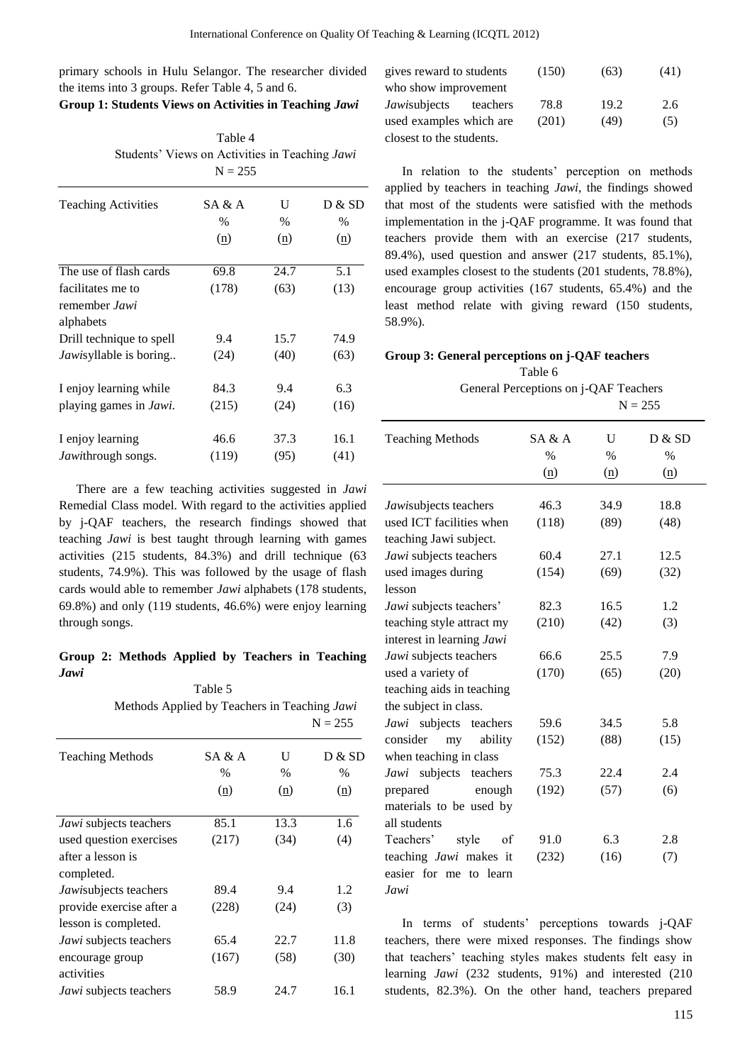primary schools in Hulu Selangor. The researcher divided the items into 3 groups. Refer Table 4, 5 and 6.

**Group 1: Students Views on Activities in Teaching *Jawi***

Table 4
Students' Views on Activities in Teaching *Jawi*
N = 255

| Teaching Activities | SA & A % (n) | U % (n) | D & SD % (n) |
|---|---|---|---|
| The use of flash cards facilitates me to remember *Jawi* alphabets | 69.8 (178) | 24.7 (63) | 5.1 (13) |
| Drill technique to spell *Jawi*syllable is boring.. | 9.4 (24) | 15.7 (40) | 74.9 (63) |
| I enjoy learning while playing games in *Jawi*. | 84.3 (215) | 9.4 (24) | 6.3 (16) |
| I enjoy learning *Jawi*through songs. | 46.6 (119) | 37.3 (95) | 16.1 (41) |

There are a few teaching activities suggested in *Jawi* Remedial Class model. With regard to the activities applied by j-QAF teachers, the research findings showed that teaching *Jawi* is best taught through learning with games activities (215 students, 84.3%) and drill technique (63 students, 74.9%). This was followed by the usage of flash cards would able to remember *Jawi* alphabets (178 students, 69.8%) and only (119 students, 46.6%) were enjoy learning through songs.

**Group 2: Methods Applied by Teachers in Teaching *Jawi***

Table 5
Methods Applied by Teachers in Teaching *Jawi*
N = 255

| Teaching Methods | SA & A % (n) | U % (n) | D & SD % (n) |
|---|---|---|---|
| *Jawi* subjects teachers used question exercises after a lesson is completed. | 85.1 (217) | 13.3 (34) | 1.6 (4) |
| *Jawi*subjects teachers provide exercise after a lesson is completed. | 89.4 (228) | 9.4 (24) | 1.2 (3) |
| *Jawi* subjects teachers encourage group activities | 65.4 (167) | 22.7 (58) | 11.8 (30) |
| *Jawi* subjects teachers gives reward to students who show improvement | 58.9 (150) | 24.7 (63) | 16.1 (41) |
| *Jawi*subjects teachers used examples which are closest to the students. | 78.8 (201) | 19.2 (49) | 2.6 (5) |

In relation to the students' perception on methods applied by teachers in teaching *Jawi*, the findings showed that most of the students were satisfied with the methods implementation in the j-QAF programme. It was found that teachers provide them with an exercise (217 students, 89.4%), used question and answer (217 students, 85.1%), used examples closest to the students (201 students, 78.8%), encourage group activities (167 students, 65.4%) and the least method relate with giving reward (150 students, 58.9%).

**Group 3: General perceptions on j-QAF teachers**

Table 6
General Perceptions on j-QAF Teachers
N = 255

| Teaching Methods | SA & A % (n) | U % (n) | D & SD % (n) |
|---|---|---|---|
| *Jawi*subjects teachers used ICT facilities when teaching Jawi subject. | 46.3 (118) | 34.9 (89) | 18.8 (48) |
| *Jawi* subjects teachers used images during lesson | 60.4 (154) | 27.1 (69) | 12.5 (32) |
| *Jawi* subjects teachers' teaching style attract my interest in learning *Jawi* | 82.3 (210) | 16.5 (42) | 1.2 (3) |
| *Jawi* subjects teachers used a variety of teaching aids in teaching the subject in class. | 66.6 (170) | 25.5 (65) | 7.9 (20) |
| *Jawi* subjects teachers consider my ability when teaching in class | 59.6 (152) | 34.5 (88) | 5.8 (15) |
| *Jawi* subjects teachers prepared enough materials to be used by all students | 75.3 (192) | 22.4 (57) | 2.4 (6) |
| Teachers' style of teaching *Jawi* makes it easier for me to learn *Jawi* | 91.0 (232) | 6.3 (16) | 2.8 (7) |

In terms of students' perceptions towards j-QAF teachers, there were mixed responses. The findings show that teachers' teaching styles makes students felt easy in learning *Jawi* (232 students, 91%) and interested (210 students, 82.3%). On the other hand, teachers prepared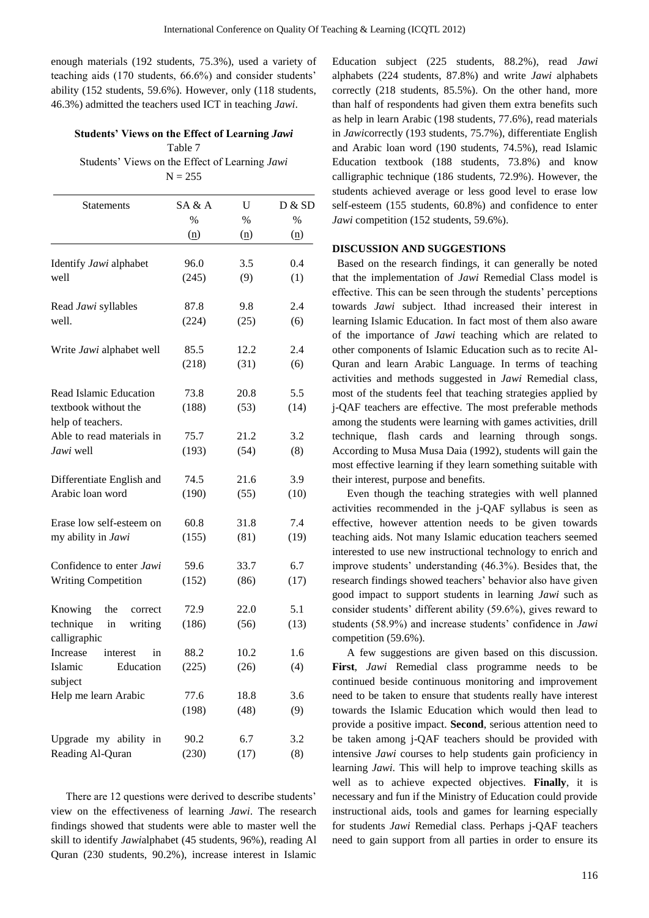enough materials (192 students, 75.3%), used a variety of teaching aids (170 students, 66.6%) and consider students' ability (152 students, 59.6%). However, only (118 students, 46.3%) admitted the teachers used ICT in teaching *Jawi*.

**Students' Views on the Effect of Learning *Jawi***

Table 7
Students' Views on the Effect of Learning *Jawi*
N = 255

| Statements | SA & A % (n) | U % (n) | D & SD % (n) |
|---|---|---|---|
| Identify *Jawi* alphabet well | 96.0 (245) | 3.5 (9) | 0.4 (1) |
| Read *Jawi* syllables well. | 87.8 (224) | 9.8 (25) | 2.4 (6) |
| Write *Jawi* alphabet well | 85.5 (218) | 12.2 (31) | 2.4 (6) |
| Read Islamic Education textbook without the help of teachers. | 73.8 (188) | 20.8 (53) | 5.5 (14) |
| Able to read materials in *Jawi* well | 75.7 (193) | 21.2 (54) | 3.2 (8) |
| Differentiate English and Arabic loan word | 74.5 (190) | 21.6 (55) | 3.9 (10) |
| Erase low self-esteem on my ability in *Jawi* | 60.8 (155) | 31.8 (81) | 7.4 (19) |
| Confidence to enter *Jawi* Writing Competition | 59.6 (152) | 33.7 (86) | 6.7 (17) |
| Knowing the correct technique in writing calligraphic | 72.9 (186) | 22.0 (56) | 5.1 (13) |
| Increase interest in Islamic Education subject | 88.2 (225) | 10.2 (26) | 1.6 (4) |
| Help me learn Arabic | 77.6 (198) | 18.8 (48) | 3.6 (9) |
| Upgrade my ability in Reading Al-Quran | 90.2 (230) | 6.7 (17) | 3.2 (8) |

There are 12 questions were derived to describe students' view on the effectiveness of learning *Jawi*. The research findings showed that students were able to master well the skill to identify *Jawi*alphabet (45 students, 96%), reading Al Quran (230 students, 90.2%), increase interest in Islamic Education subject (225 students, 88.2%), read *Jawi* alphabets (224 students, 87.8%) and write *Jawi* alphabets correctly (218 students, 85.5%). On the other hand, more than half of respondents had given them extra benefits such as help in learn Arabic (198 students, 77.6%), read materials in *Jawi*correctly (193 students, 75.7%), differentiate English and Arabic loan word (190 students, 74.5%), read Islamic Education textbook (188 students, 73.8%) and know calligraphic technique (186 students, 72.9%). However, the students achieved average or less good level to erase low self-esteem (155 students, 60.8%) and confidence to enter *Jawi* competition (152 students, 59.6%).

## DISCUSSION AND SUGGESTIONS

Based on the research findings, it can generally be noted that the implementation of *Jawi* Remedial Class model is effective. This can be seen through the students' perceptions towards *Jawi* subject. Ithad increased their interest in learning Islamic Education. In fact most of them also aware of the importance of *Jawi* teaching which are related to other components of Islamic Education such as to recite Al-Quran and learn Arabic Language. In terms of teaching activities and methods suggested in *Jawi* Remedial class, most of the students feel that teaching strategies applied by j-QAF teachers are effective. The most preferable methods among the students were learning with games activities, drill technique, flash cards and learning through songs. According to Musa Musa Daia (1992), students will gain the most effective learning if they learn something suitable with their interest, purpose and benefits.

Even though the teaching strategies with well planned activities recommended in the j-QAF syllabus is seen as effective, however attention needs to be given towards teaching aids. Not many Islamic education teachers seemed interested to use new instructional technology to enrich and improve students' understanding (46.3%). Besides that, the research findings showed teachers' behavior also have given good impact to support students in learning *Jawi* such as consider students' different ability (59.6%), gives reward to students (58.9%) and increase students' confidence in *Jawi* competition (59.6%).

A few suggestions are given based on this discussion. **First**, *Jawi* Remedial class programme needs to be continued beside continuous monitoring and improvement need to be taken to ensure that students really have interest towards the Islamic Education which would then lead to provide a positive impact. **Second**, serious attention need to be taken among j-QAF teachers should be provided with intensive *Jawi* courses to help students gain proficiency in learning *Jawi*. This will help to improve teaching skills as well as to achieve expected objectives. **Finally**, it is necessary and fun if the Ministry of Education could provide instructional aids, tools and games for learning especially for students *Jawi* Remedial class. Perhaps j-QAF teachers need to gain support from all parties in order to ensure its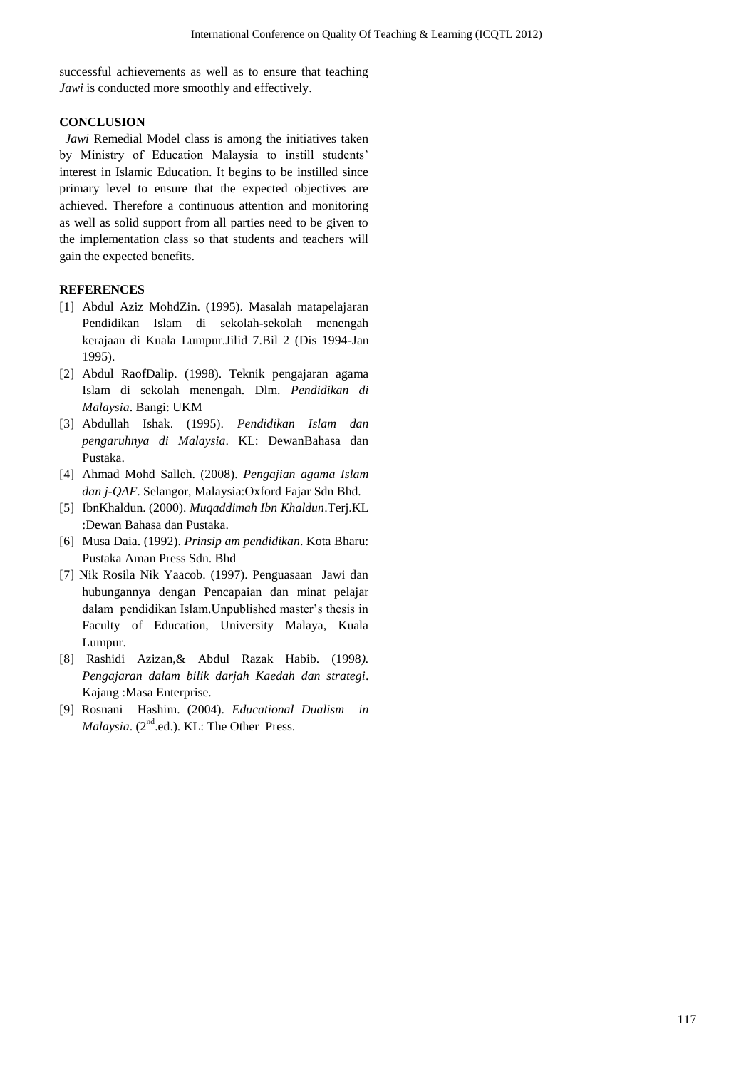successful achievements as well as to ensure that teaching *Jawi* is conducted more smoothly and effectively.

## CONCLUSION

*Jawi* Remedial Model class is among the initiatives taken by Ministry of Education Malaysia to instill students' interest in Islamic Education. It begins to be instilled since primary level to ensure that the expected objectives are achieved. Therefore a continuous attention and monitoring as well as solid support from all parties need to be given to the implementation class so that students and teachers will gain the expected benefits.

## REFERENCES

[1] Abdul Aziz MohdZin. (1995). Masalah matapelajaran Pendidikan Islam di sekolah-sekolah menengah kerajaan di Kuala Lumpur.Jilid 7.Bil 2 (Dis 1994-Jan 1995).

[2] Abdul RaofDalip. (1998). Teknik pengajaran agama Islam di sekolah menengah. Dlm. *Pendidikan di Malaysia*. Bangi: UKM

[3] Abdullah Ishak. (1995). *Pendidikan Islam dan pengaruhnya di Malaysia*. KL: DewanBahasa dan Pustaka.

[4] Ahmad Mohd Salleh. (2008). *Pengajian agama Islam dan j-QAF*. Selangor, Malaysia:Oxford Fajar Sdn Bhd.

[5] IbnKhaldun. (2000). *Muqaddimah Ibn Khaldun*.Terj.KL :Dewan Bahasa dan Pustaka.

[6] Musa Daia. (1992). *Prinsip am pendidikan*. Kota Bharu: Pustaka Aman Press Sdn. Bhd

[7] Nik Rosila Nik Yaacob. (1997). Penguasaan Jawi dan hubungannya dengan Pencapaian dan minat pelajar dalam pendidikan Islam.Unpublished master's thesis in Faculty of Education, University Malaya, Kuala Lumpur.

[8] Rashidi Azizan,& Abdul Razak Habib. (1998). *Pengajaran dalam bilik darjah Kaedah dan strategi*. Kajang :Masa Enterprise.

[9] Rosnani Hashim. (2004). *Educational Dualism in Malaysia*. (2nd.ed.). KL: The Other Press.